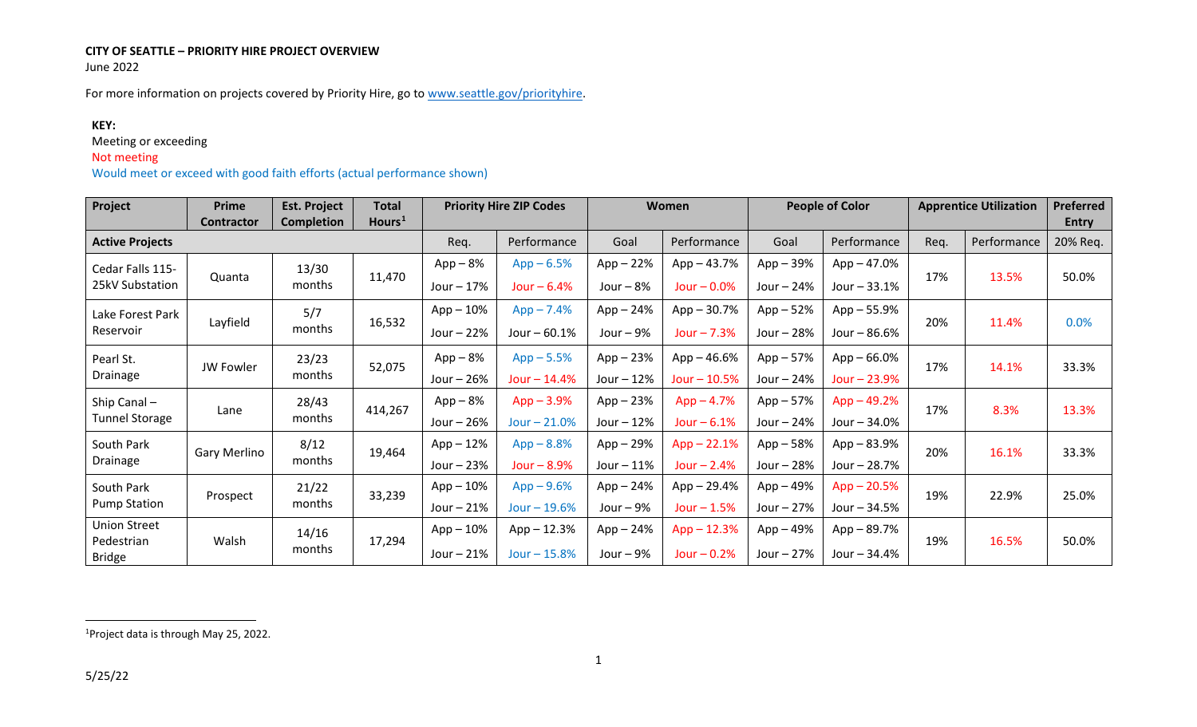**CITY OF SEATTLE – PRIORITY HIRE PROJECT OVERVIEW**

June 2022

For more information on projects covered by Priority Hire, go to www.seattle.gov/priorityhire.

**KEY:**

Meeting or exceeding

Not meeting

Would meet or exceed with good faith efforts (actual performance shown)

| Project | Prime Contractor | Est. Project Completion | Total Hours[1] | Priority Hire ZIP Codes | | Women | | People of Color | | Apprentice Utilization | | Preferred Entry |
|---|---|---|---|---|---|---|---|---|---|---|---|---|
| **Active Projects** | | | | Req. | Performance | Goal | Performance | Goal | Performance | Req. | Performance | 20% Req. |
| Cedar Falls 115-25kV Substation | Quanta | 13/30 months | 11,470 | App – 8%<br>Jour – 17% | App – 6.5%<br>Jour – 6.4% | App – 22%<br>Jour – 8% | App – 43.7%<br>Jour – 0.0% | App – 39%<br>Jour – 24% | App – 47.0%<br>Jour – 33.1% | 17% | 13.5% | 50.0% |
| Lake Forest Park Reservoir | Layfield | 5/7 months | 16,532 | App – 10%<br>Jour – 22% | App – 7.4%<br>Jour – 60.1% | App – 24%<br>Jour – 9% | App – 30.7%<br>Jour – 7.3% | App – 52%<br>Jour – 28% | App – 55.9%<br>Jour – 86.6% | 20% | 11.4% | 0.0% |
| Pearl St. Drainage | JW Fowler | 23/23 months | 52,075 | App – 8%<br>Jour – 26% | App – 5.5%<br>Jour – 14.4% | App – 23%<br>Jour – 12% | App – 46.6%<br>Jour – 10.5% | App – 57%<br>Jour – 24% | App – 66.0%<br>Jour – 23.9% | 17% | 14.1% | 33.3% |
| Ship Canal – Tunnel Storage | Lane | 28/43 months | 414,267 | App – 8%<br>Jour – 26% | App – 3.9%<br>Jour – 21.0% | App – 23%<br>Jour – 12% | App – 4.7%<br>Jour – 6.1% | App – 57%<br>Jour – 24% | App – 49.2%<br>Jour – 34.0% | 17% | 8.3% | 13.3% |
| South Park Drainage | Gary Merlino | 8/12 months | 19,464 | App – 12%<br>Jour – 23% | App – 8.8%<br>Jour – 8.9% | App – 29%<br>Jour – 11% | App – 22.1%<br>Jour – 2.4% | App – 58%<br>Jour – 28% | App – 83.9%<br>Jour – 28.7% | 20% | 16.1% | 33.3% |
| South Park Pump Station | Prospect | 21/22 months | 33,239 | App – 10%<br>Jour – 21% | App – 9.6%<br>Jour – 19.6% | App – 24%<br>Jour – 9% | App – 29.4%<br>Jour – 1.5% | App – 49%<br>Jour – 27% | App – 20.5%<br>Jour – 34.5% | 19% | 22.9% | 25.0% |
| Union Street Pedestrian Bridge | Walsh | 14/16 months | 17,294 | App – 10%<br>Jour – 21% | App – 12.3%<br>Jour – 15.8% | App – 24%<br>Jour – 9% | App – 12.3%<br>Jour – 0.2% | App – 49%<br>Jour – 27% | App – 89.7%<br>Jour – 34.4% | 19% | 16.5% | 50.0% |

[1]Project data is through May 25, 2022.

5/25/22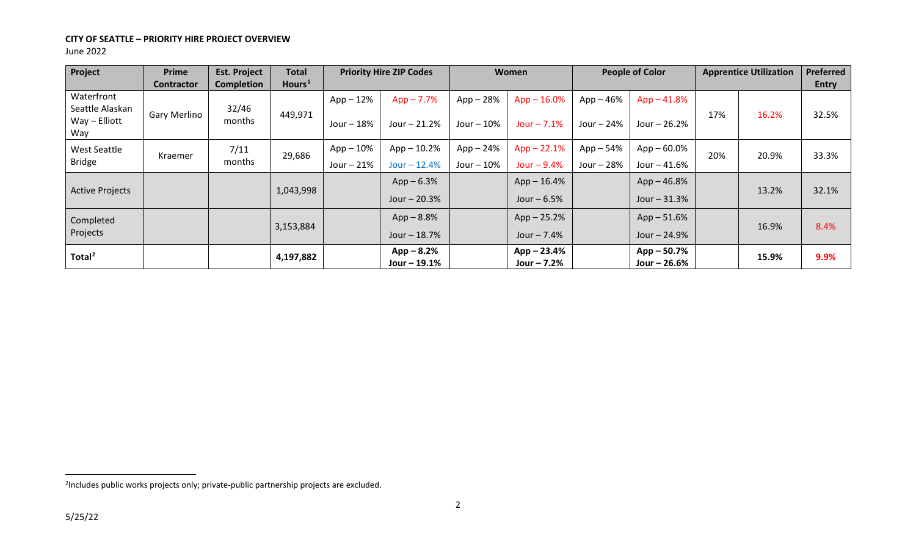**CITY OF SEATTLE – PRIORITY HIRE PROJECT OVERVIEW**

June 2022

| Project | Prime Contractor | Est. Project Completion | Total Hours[1] | Priority Hire ZIP Codes | | Women | | People of Color | | Apprentice Utilization | | Preferred Entry |
|---|---|---|---|---|---|---|---|---|---|---|---|---|
| Waterfront Seattle Alaskan Way – Elliott Way | Gary Merlino | 32/46 months | 449,971 | App – 12%<br>Jour – 18% | App – 7.7%<br>Jour – 21.2% | App – 28%<br>Jour – 10% | App – 16.0%<br>Jour – 7.1% | App – 46%<br>Jour – 24% | App – 41.8%<br>Jour – 26.2% | 17% | 16.2% | 32.5% |
| West Seattle Bridge | Kraemer | 7/11 months | 29,686 | App – 10%<br>Jour – 21% | App – 10.2%<br>Jour – 12.4% | App – 24%<br>Jour – 10% | App – 22.1%<br>Jour – 9.4% | App – 54%<br>Jour – 28% | App – 60.0%<br>Jour – 41.6% | 20% | 20.9% | 33.3% |
| Active Projects | | | 1,043,998 | | App – 6.3%<br>Jour – 20.3% | | App – 16.4%<br>Jour – 6.5% | | App – 46.8%<br>Jour – 31.3% | | 13.2% | 32.1% |
| Completed Projects | | | 3,153,884 | | App – 8.8%<br>Jour – 18.7% | | App – 25.2%<br>Jour – 7.4% | | App – 51.6%<br>Jour – 24.9% | | 16.9% | 8.4% |
| **Total[2]** | | | **4,197,882** | | **App – 8.2%<br>Jour – 19.1%** | | **App – 23.4%<br>Jour – 7.2%** | | **App – 50.7%<br>Jour – 26.6%** | | **15.9%** | **9.9%** |

[2]Includes public works projects only; private-public partnership projects are excluded.

5/25/22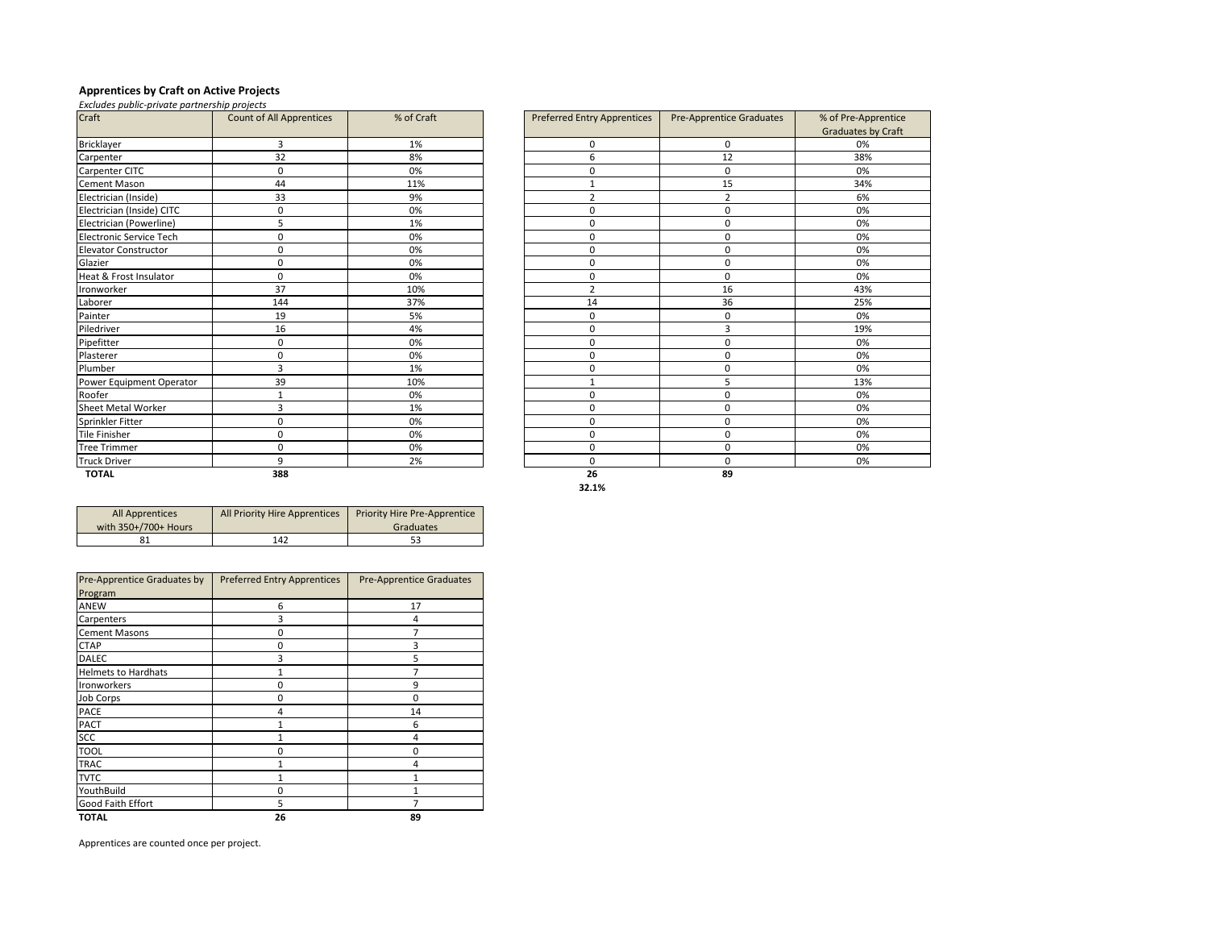**Apprentices by Craft on Active Projects**

*Excludes public-private partnership projects*

| Craft | Count of All Apprentices | % of Craft | Preferred Entry Apprentices | Pre-Apprentice Graduates | % of Pre-Apprentice Graduates by Craft |
|---|---|---|---|---|---|
| Bricklayer | 3 | 1% | 0 | 0 | 0% |
| Carpenter | 32 | 8% | 6 | 12 | 38% |
| Carpenter CITC | 0 | 0% | 0 | 0 | 0% |
| Cement Mason | 44 | 11% | 1 | 15 | 34% |
| Electrician (Inside) | 33 | 9% | 2 | 2 | 6% |
| Electrician (Inside) CITC | 0 | 0% | 0 | 0 | 0% |
| Electrician (Powerline) | 5 | 1% | 0 | 0 | 0% |
| Electronic Service Tech | 0 | 0% | 0 | 0 | 0% |
| Elevator Constructor | 0 | 0% | 0 | 0 | 0% |
| Glazier | 0 | 0% | 0 | 0 | 0% |
| Heat & Frost Insulator | 0 | 0% | 0 | 0 | 0% |
| Ironworker | 37 | 10% | 2 | 16 | 43% |
| Laborer | 144 | 37% | 14 | 36 | 25% |
| Painter | 19 | 5% | 0 | 0 | 0% |
| Piledriver | 16 | 4% | 0 | 3 | 19% |
| Pipefitter | 0 | 0% | 0 | 0 | 0% |
| Plasterer | 0 | 0% | 0 | 0 | 0% |
| Plumber | 3 | 1% | 0 | 0 | 0% |
| Power Equipment Operator | 39 | 10% | 1 | 5 | 13% |
| Roofer | 1 | 0% | 0 | 0 | 0% |
| Sheet Metal Worker | 3 | 1% | 0 | 0 | 0% |
| Sprinkler Fitter | 0 | 0% | 0 | 0 | 0% |
| Tile Finisher | 0 | 0% | 0 | 0 | 0% |
| Tree Trimmer | 0 | 0% | 0 | 0 | 0% |
| Truck Driver | 9 | 2% | 0 | 0 | 0% |
| **TOTAL** | **388** | | **26** | **89** | |
| | | | **32.1%** | | |

| All Apprentices with 350+/700+ Hours | All Priority Hire Apprentices | Priority Hire Pre-Apprentice Graduates |
|---|---|---|
| 81 | 142 | 53 |

| Pre-Apprentice Graduates by Program | Preferred Entry Apprentices | Pre-Apprentice Graduates |
|---|---|---|
| ANEW | 6 | 17 |
| Carpenters | 3 | 4 |
| Cement Masons | 0 | 7 |
| CTAP | 0 | 3 |
| DALEC | 3 | 5 |
| Helmets to Hardhats | 1 | 7 |
| Ironworkers | 0 | 9 |
| Job Corps | 0 | 0 |
| PACE | 4 | 14 |
| PACT | 1 | 6 |
| SCC | 1 | 4 |
| TOOL | 0 | 0 |
| TRAC | 1 | 4 |
| TVTC | 1 | 1 |
| YouthBuild | 0 | 1 |
| Good Faith Effort | 5 | 7 |
| **TOTAL** | **26** | **89** |

Apprentices are counted once per project.